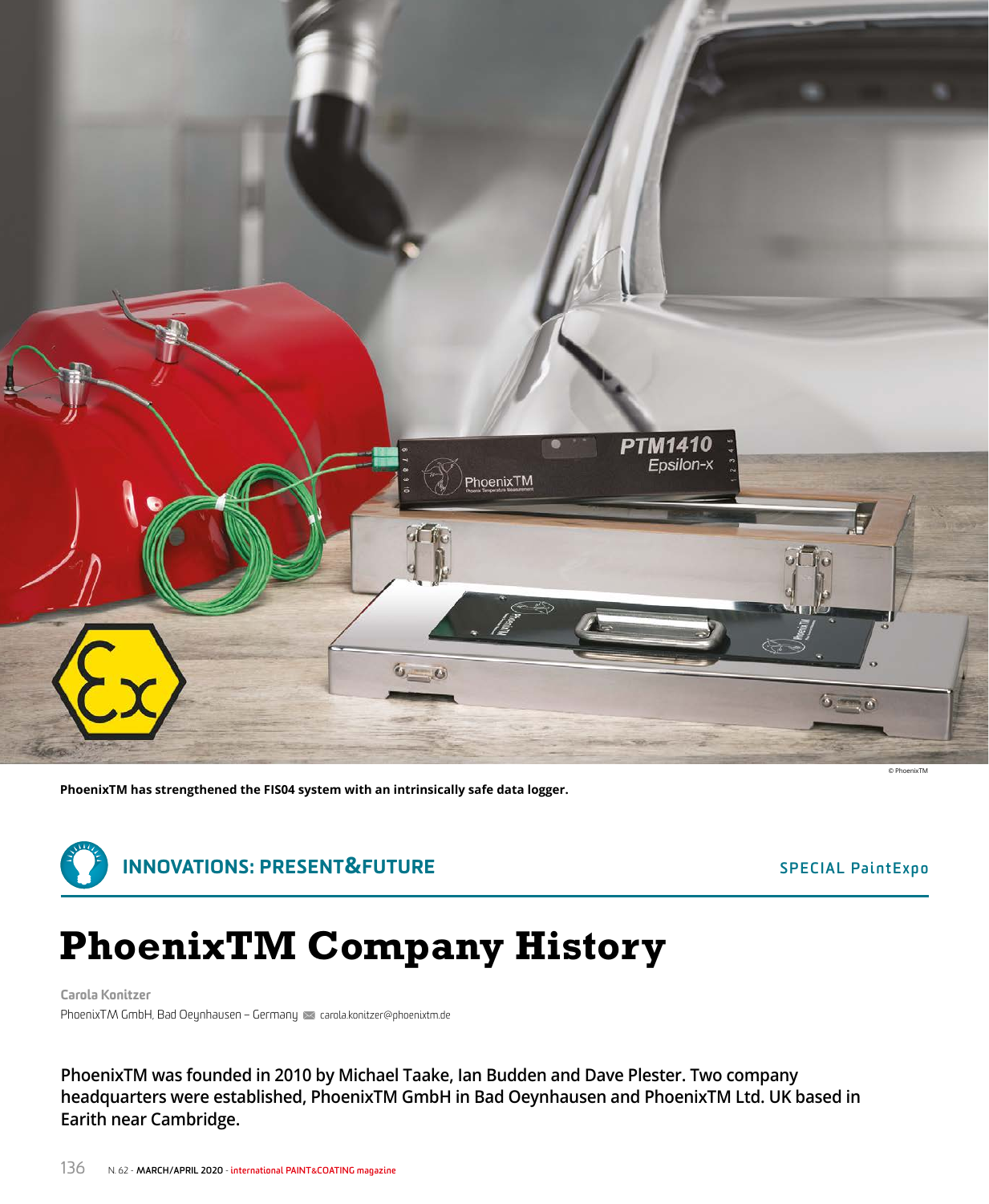PhoenixTM has strengthened the FIS04 system with an intrinsically safe data logger.

INNOVATIONS: PRESENT&FUTURE

SPECIAL PaintExpo

# PhoenixTM Company History

**Carola Konitzer**
PhoenixTM GmbH, Bad Oeynhausen – Germany carola.konitzer@phoenixtm.de

**PhoenixTM was founded in 2010 by Michael Taake, Ian Budden and Dave Plester. Two company headquarters were established, PhoenixTM GmbH in Bad Oeynhausen and PhoenixTM Ltd. UK based in Earith near Cambridge.**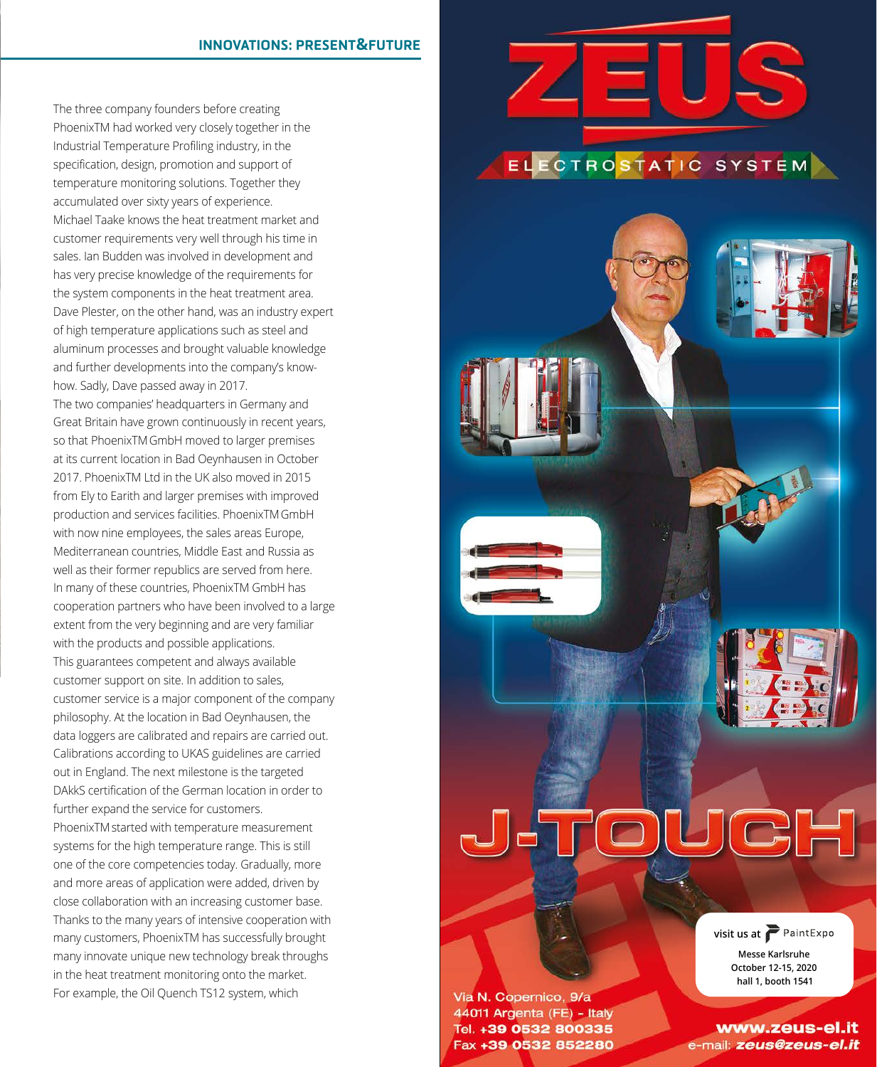The three company founders before creating PhoenixTM had worked very closely together in the Industrial Temperature Profiling industry, in the specification, design, promotion and support of temperature monitoring solutions. Together they accumulated over sixty years of experience. Michael Taake knows the heat treatment market and customer requirements very well through his time in sales. Ian Budden was involved in development and has very precise knowledge of the requirements for the system components in the heat treatment area. Dave Plester, on the other hand, was an industry expert of high temperature applications such as steel and aluminum processes and brought valuable knowledge and further developments into the company's know-how. Sadly, Dave passed away in 2017.

The two companies' headquarters in Germany and Great Britain have grown continuously in recent years, so that PhoenixTM GmbH moved to larger premises at its current location in Bad Oeynhausen in October 2017. PhoenixTM Ltd in the UK also moved in 2015 from Ely to Earith and larger premises with improved production and services facilities. PhoenixTM GmbH with now nine employees, the sales areas Europe, Mediterranean countries, Middle East and Russia as well as their former republics are served from here. In many of these countries, PhoenixTM GmbH has cooperation partners who have been involved to a large extent from the very beginning and are very familiar with the products and possible applications. This guarantees competent and always available customer support on site. In addition to sales, customer service is a major component of the company philosophy. At the location in Bad Oeynhausen, the data loggers are calibrated and repairs are carried out. Calibrations according to UKAS guidelines are carried out in England. The next milestone is the targeted DAkkS certification of the German location in order to further expand the service for customers.

PhoenixTM started with temperature measurement systems for the high temperature range. This is still one of the core competencies today. Gradually, more and more areas of application were added, driven by close collaboration with an increasing customer base. Thanks to the many years of intensive cooperation with many customers, PhoenixTM has successfully brought many innovate unique new technology break throughs in the heat treatment monitoring onto the market. For example, the Oil Quench TS12 system, which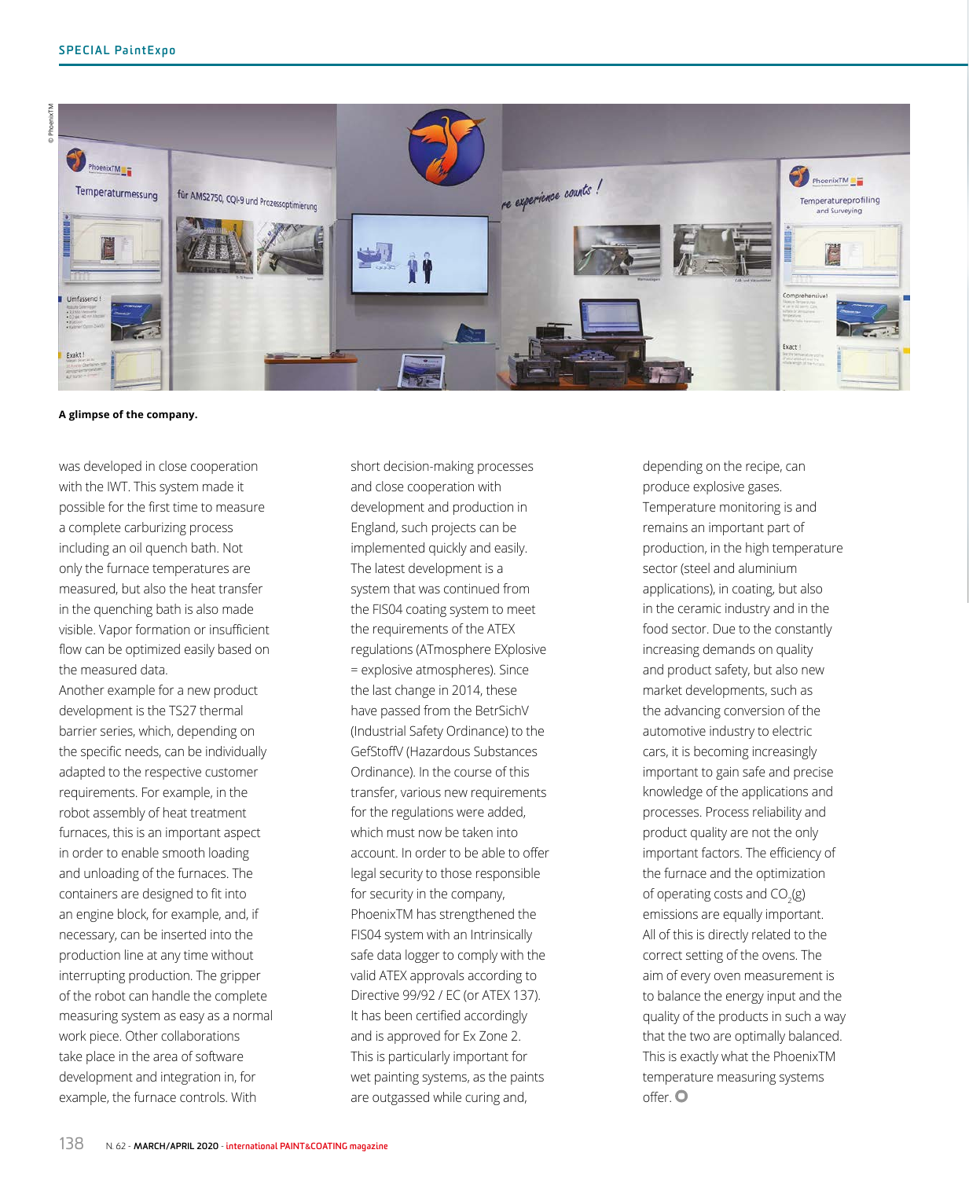A glimpse of the company.

was developed in close cooperation with the IWT. This system made it possible for the first time to measure a complete carburizing process including an oil quench bath. Not only the furnace temperatures are measured, but also the heat transfer in the quenching bath is also made visible. Vapor formation or insufficient flow can be optimized easily based on the measured data.

Another example for a new product development is the TS27 thermal barrier series, which, depending on the specific needs, can be individually adapted to the respective customer requirements. For example, in the robot assembly of heat treatment furnaces, this is an important aspect in order to enable smooth loading and unloading of the furnaces. The containers are designed to fit into an engine block, for example, and, if necessary, can be inserted into the production line at any time without interrupting production. The gripper of the robot can handle the complete measuring system as easy as a normal work piece. Other collaborations take place in the area of software development and integration in, for example, the furnace controls. With short decision-making processes and close cooperation with development and production in England, such projects can be implemented quickly and easily.

The latest development is a system that was continued from the FIS04 coating system to meet the requirements of the ATEX regulations (ATmosphere EXplosive = explosive atmospheres). Since the last change in 2014, these have passed from the BetrSichV (Industrial Safety Ordinance) to the GefStoffV (Hazardous Substances Ordinance). In the course of this transfer, various new requirements for the regulations were added, which must now be taken into account. In order to be able to offer legal security to those responsible for security in the company, PhoenixTM has strengthened the FIS04 system with an Intrinsically safe data logger to comply with the valid ATEX approvals according to Directive 99/92 / EC (or ATEX 137). It has been certified accordingly and is approved for Ex Zone 2. This is particularly important for wet painting systems, as the paints are outgassed while curing and, depending on the recipe, can produce explosive gases.

Temperature monitoring is and remains an important part of production, in the high temperature sector (steel and aluminium applications), in coating, but also in the ceramic industry and in the food sector. Due to the constantly increasing demands on quality and product safety, but also new market developments, such as the advancing conversion of the automotive industry to electric cars, it is becoming increasingly important to gain safe and precise knowledge of the applications and processes. Process reliability and product quality are not the only important factors. The efficiency of the furnace and the optimization of operating costs and $CO_2$(g) emissions are equally important. All of this is directly related to the correct setting of the ovens. The aim of every oven measurement is to balance the energy input and the quality of the products in such a way that the two are optimally balanced. This is exactly what the PhoenixTM temperature measuring systems offer.